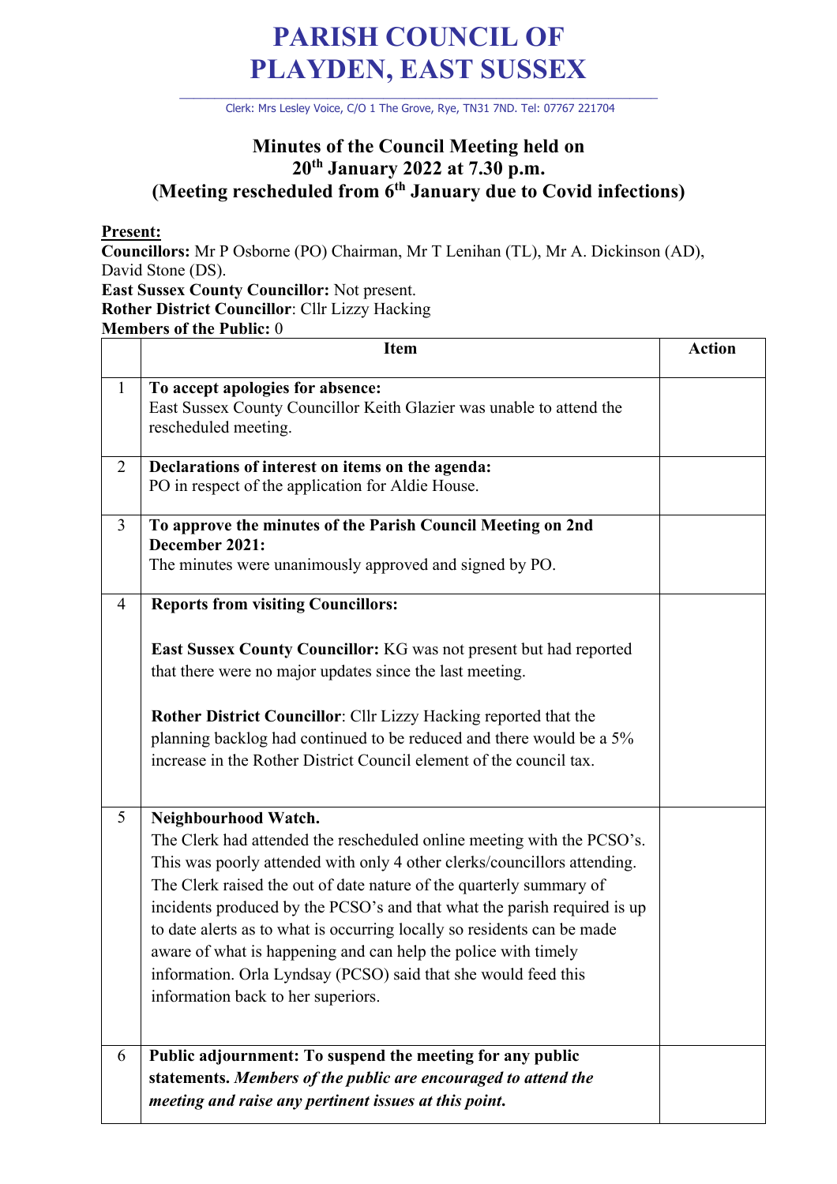# PARISH COUNCIL OF PLAYDEN, EAST SUSSEX

Clerk: Mrs Lesley Voice, C/O 1 The Grove, Rye, TN31 7ND. Tel: 07767 221704

## Minutes of the Council Meeting held on 20th January 2022 at 7.30 p.m. (Meeting rescheduled from 6th January due to Covid infections)

**Present:**
**Councillors:** Mr P Osborne (PO) Chairman, Mr T Lenihan (TL), Mr A. Dickinson (AD), David Stone (DS).
**East Sussex County Councillor:** Not present.
**Rother District Councillor**: Cllr Lizzy Hacking
**Members of the Public:** 0

| | Item | Action |
|---|---|---|
| 1 | **To accept apologies for absence:**<br>East Sussex County Councillor Keith Glazier was unable to attend the rescheduled meeting. | |
| 2 | **Declarations of interest on items on the agenda:**<br>PO in respect of the application for Aldie House. | |
| 3 | **To approve the minutes of the Parish Council Meeting on 2nd December 2021:**<br>The minutes were unanimously approved and signed by PO. | |
| 4 | **Reports from visiting Councillors:**<br><br>**East Sussex County Councillor:** KG was not present but had reported that there were no major updates since the last meeting.<br><br>**Rother District Councillor**: Cllr Lizzy Hacking reported that the planning backlog had continued to be reduced and there would be a 5% increase in the Rother District Council element of the council tax. | |
| 5 | **Neighbourhood Watch.**<br>The Clerk had attended the rescheduled online meeting with the PCSO's. This was poorly attended with only 4 other clerks/councillors attending. The Clerk raised the out of date nature of the quarterly summary of incidents produced by the PCSO's and that what the parish required is up to date alerts as to what is occurring locally so residents can be made aware of what is happening and can help the police with timely information. Orla Lyndsay (PCSO) said that she would feed this information back to her superiors. | |
| 6 | **Public adjournment: To suspend the meeting for any public statements.** ***Members of the public are encouraged to attend the meeting and raise any pertinent issues at this point.*** | |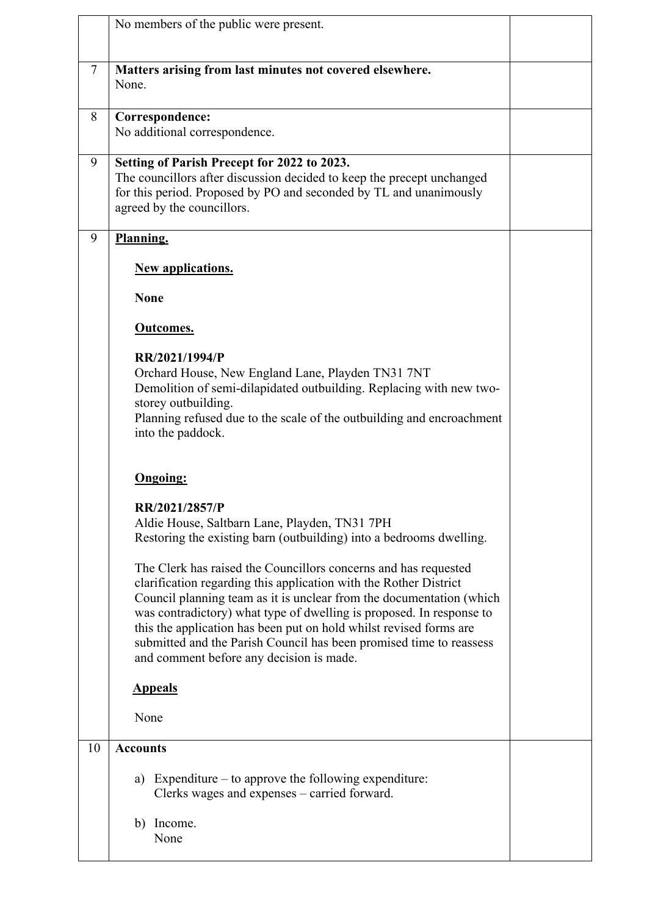| | | |
|---|---|---|
| | No members of the public were present. | |
| 7 | **Matters arising from last minutes not covered elsewhere.**<br>None. | |
| 8 | **Correspondence:**<br>No additional correspondence. | |
| 9 | **Setting of Parish Precept for 2022 to 2023.**<br>The councillors after discussion decided to keep the precept unchanged for this period. Proposed by PO and seconded by TL and unanimously agreed by the councillors. | |
| 9 | **<u>Planning.</u>**<br><br>**<u>New applications.</u>**<br><br>**None**<br><br>**<u>Outcomes.</u>**<br><br>**RR/2021/1994/P**<br>Orchard House, New England Lane, Playden TN31 7NT<br>Demolition of semi-dilapidated outbuilding. Replacing with new two-storey outbuilding.<br>Planning refused due to the scale of the outbuilding and encroachment into the paddock.<br><br>**<u>Ongoing:</u>**<br><br>**RR/2021/2857/P**<br>Aldie House, Saltbarn Lane, Playden, TN31 7PH<br>Restoring the existing barn (outbuilding) into a bedrooms dwelling.<br><br>The Clerk has raised the Councillors concerns and has requested clarification regarding this application with the Rother District Council planning team as it is unclear from the documentation (which was contradictory) what type of dwelling is proposed. In response to this the application has been put on hold whilst revised forms are submitted and the Parish Council has been promised time to reassess and comment before any decision is made.<br><br>**<u>Appeals</u>**<br><br>None | |
| 10 | **Accounts**<br><br>a) Expenditure – to approve the following expenditure:<br>Clerks wages and expenses – carried forward.<br><br>b) Income.<br>None | |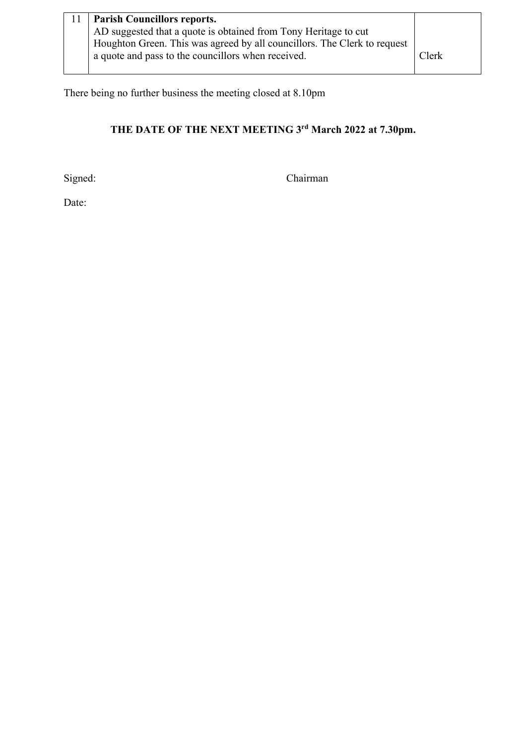| | | |
|---|---|---|
| 11 | **Parish Councillors reports.** AD suggested that a quote is obtained from Tony Heritage to cut Houghton Green. This was agreed by all councillors. The Clerk to request a quote and pass to the councillors when received. | Clerk |

There being no further business the meeting closed at 8.10pm

**THE DATE OF THE NEXT MEETING 3rd March 2022 at 7.30pm.**

Signed: Chairman

Date: